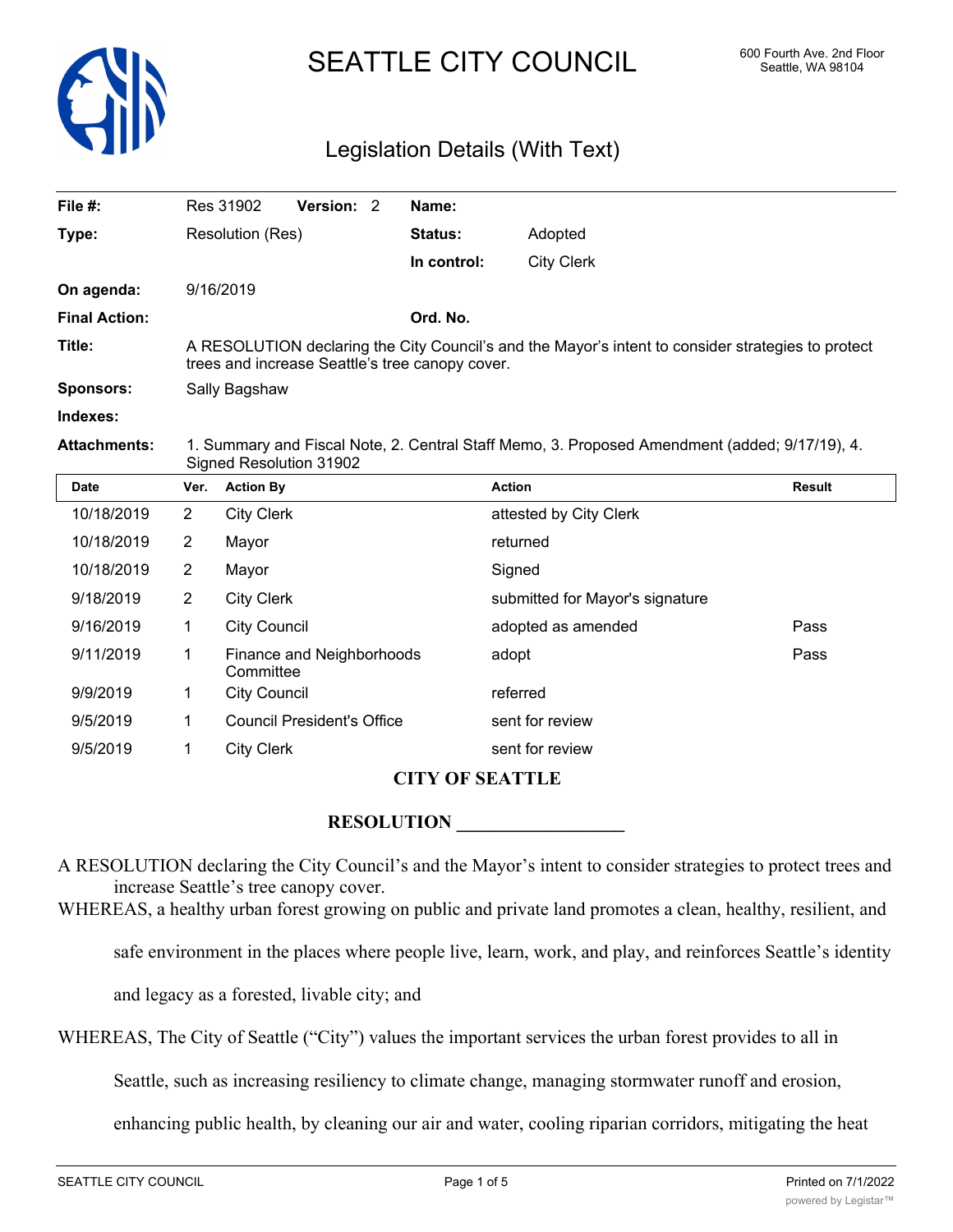# SEATTLE CITY COUNCIL

600 Fourth Ave. 2nd Floor
Seattle, WA 98104

## Legislation Details (With Text)

| | | | |
|---|---|---|---|
| **File #:** | Res 31902 **Version:** 2 | **Name:** | |
| **Type:** | Resolution (Res) | **Status:** | Adopted |
| | | **In control:** | City Clerk |
| **On agenda:** | 9/16/2019 | | |
| **Final Action:** | | **Ord. No.** | |
| **Title:** | A RESOLUTION declaring the City Council's and the Mayor's intent to consider strategies to protect trees and increase Seattle's tree canopy cover. | | |
| **Sponsors:** | Sally Bagshaw | | |
| **Indexes:** | | | |
| **Attachments:** | 1. Summary and Fiscal Note, 2. Central Staff Memo, 3. Proposed Amendment (added; 9/17/19), 4. Signed Resolution 31902 | | |

| Date | Ver. | Action By | Action | Result |
|---|---|---|---|---|
| 10/18/2019 | 2 | City Clerk | attested by City Clerk | |
| 10/18/2019 | 2 | Mayor | returned | |
| 10/18/2019 | 2 | Mayor | Signed | |
| 9/18/2019 | 2 | City Clerk | submitted for Mayor's signature | |
| 9/16/2019 | 1 | City Council | adopted as amended | Pass |
| 9/11/2019 | 1 | Finance and Neighborhoods Committee | adopt | Pass |
| 9/9/2019 | 1 | City Council | referred | |
| 9/5/2019 | 1 | Council President's Office | sent for review | |
| 9/5/2019 | 1 | City Clerk | sent for review | |

**CITY OF SEATTLE**

**RESOLUTION __________________**

A RESOLUTION declaring the City Council's and the Mayor's intent to consider strategies to protect trees and increase Seattle's tree canopy cover.

WHEREAS, a healthy urban forest growing on public and private land promotes a clean, healthy, resilient, and safe environment in the places where people live, learn, work, and play, and reinforces Seattle's identity and legacy as a forested, livable city; and

WHEREAS, The City of Seattle ("City") values the important services the urban forest provides to all in Seattle, such as increasing resiliency to climate change, managing stormwater runoff and erosion, enhancing public health, by cleaning our air and water, cooling riparian corridors, mitigating the heat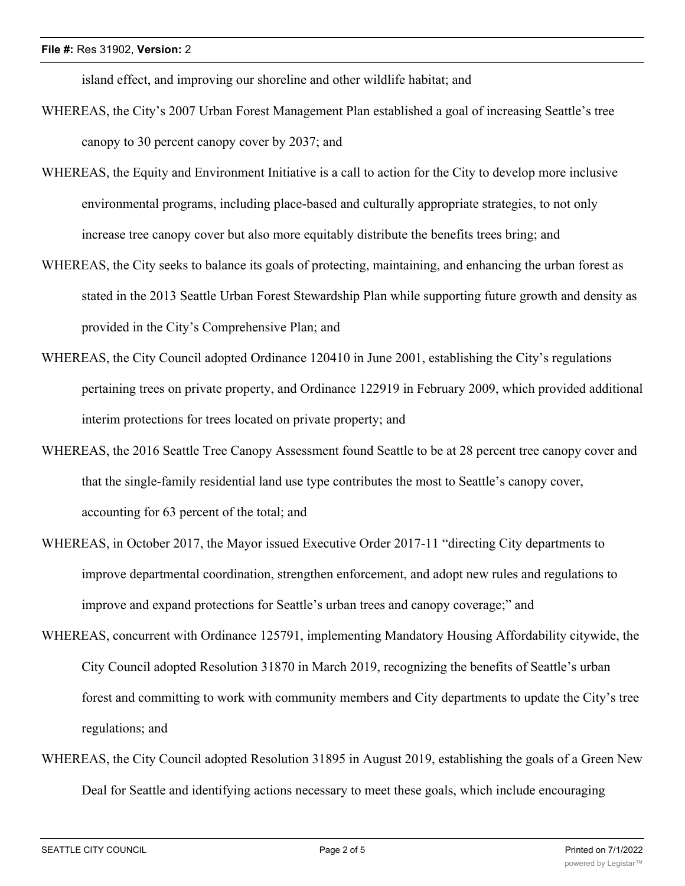island effect, and improving our shoreline and other wildlife habitat; and

WHEREAS, the City's 2007 Urban Forest Management Plan established a goal of increasing Seattle's tree canopy to 30 percent canopy cover by 2037; and

WHEREAS, the Equity and Environment Initiative is a call to action for the City to develop more inclusive environmental programs, including place-based and culturally appropriate strategies, to not only increase tree canopy cover but also more equitably distribute the benefits trees bring; and

WHEREAS, the City seeks to balance its goals of protecting, maintaining, and enhancing the urban forest as stated in the 2013 Seattle Urban Forest Stewardship Plan while supporting future growth and density as provided in the City's Comprehensive Plan; and

WHEREAS, the City Council adopted Ordinance 120410 in June 2001, establishing the City's regulations pertaining trees on private property, and Ordinance 122919 in February 2009, which provided additional interim protections for trees located on private property; and

WHEREAS, the 2016 Seattle Tree Canopy Assessment found Seattle to be at 28 percent tree canopy cover and that the single-family residential land use type contributes the most to Seattle's canopy cover, accounting for 63 percent of the total; and

WHEREAS, in October 2017, the Mayor issued Executive Order 2017-11 "directing City departments to improve departmental coordination, strengthen enforcement, and adopt new rules and regulations to improve and expand protections for Seattle's urban trees and canopy coverage;" and

WHEREAS, concurrent with Ordinance 125791, implementing Mandatory Housing Affordability citywide, the City Council adopted Resolution 31870 in March 2019, recognizing the benefits of Seattle's urban forest and committing to work with community members and City departments to update the City's tree regulations; and

WHEREAS, the City Council adopted Resolution 31895 in August 2019, establishing the goals of a Green New Deal for Seattle and identifying actions necessary to meet these goals, which include encouraging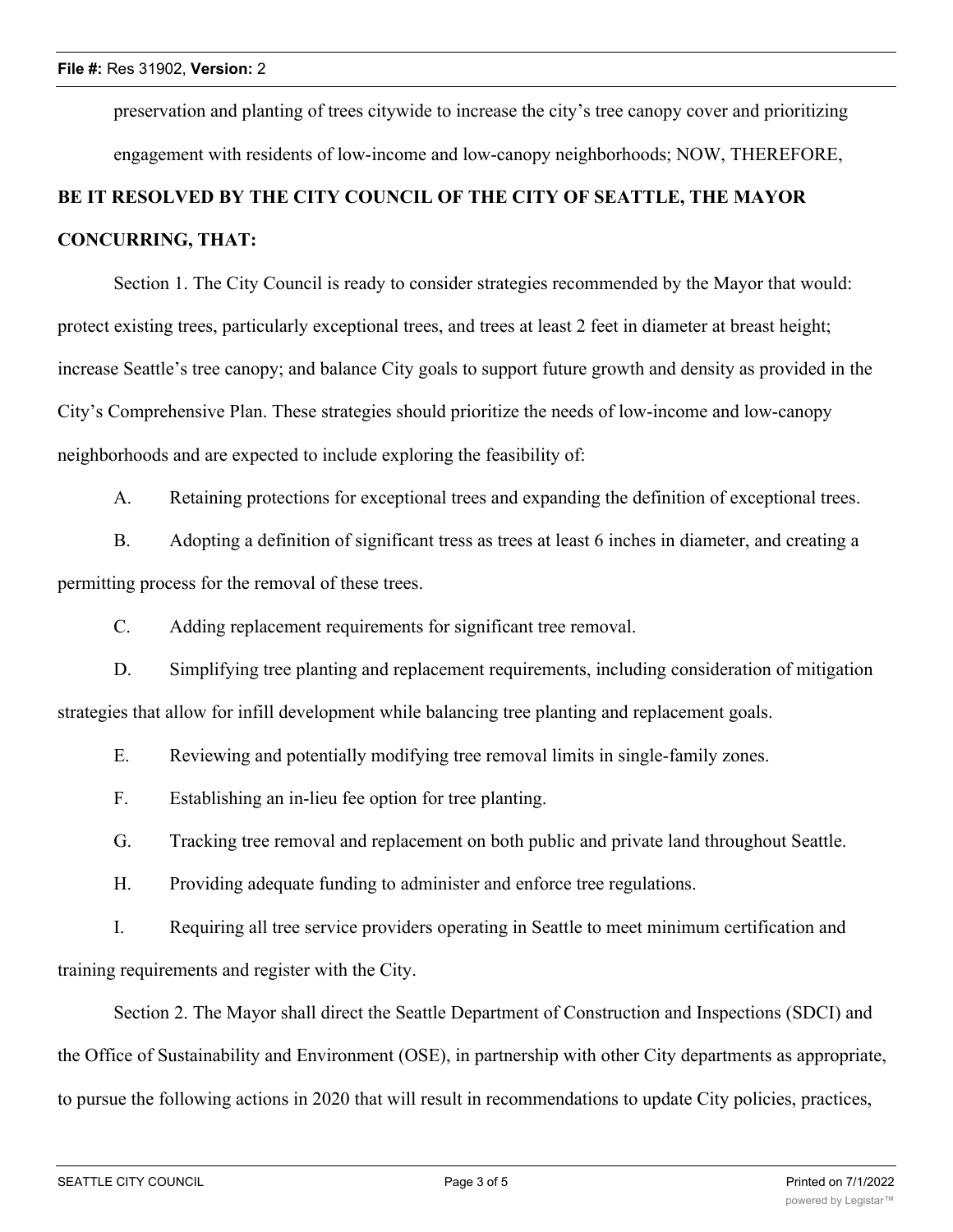preservation and planting of trees citywide to increase the city's tree canopy cover and prioritizing engagement with residents of low-income and low-canopy neighborhoods; NOW, THEREFORE,

**BE IT RESOLVED BY THE CITY COUNCIL OF THE CITY OF SEATTLE, THE MAYOR CONCURRING, THAT:**

Section 1. The City Council is ready to consider strategies recommended by the Mayor that would: protect existing trees, particularly exceptional trees, and trees at least 2 feet in diameter at breast height; increase Seattle's tree canopy; and balance City goals to support future growth and density as provided in the City's Comprehensive Plan. These strategies should prioritize the needs of low-income and low-canopy neighborhoods and are expected to include exploring the feasibility of:

A. Retaining protections for exceptional trees and expanding the definition of exceptional trees.

B. Adopting a definition of significant tress as trees at least 6 inches in diameter, and creating a permitting process for the removal of these trees.

C. Adding replacement requirements for significant tree removal.

D. Simplifying tree planting and replacement requirements, including consideration of mitigation strategies that allow for infill development while balancing tree planting and replacement goals.

E. Reviewing and potentially modifying tree removal limits in single-family zones.

F. Establishing an in-lieu fee option for tree planting.

G. Tracking tree removal and replacement on both public and private land throughout Seattle.

H. Providing adequate funding to administer and enforce tree regulations.

I. Requiring all tree service providers operating in Seattle to meet minimum certification and training requirements and register with the City.

Section 2. The Mayor shall direct the Seattle Department of Construction and Inspections (SDCI) and the Office of Sustainability and Environment (OSE), in partnership with other City departments as appropriate, to pursue the following actions in 2020 that will result in recommendations to update City policies, practices,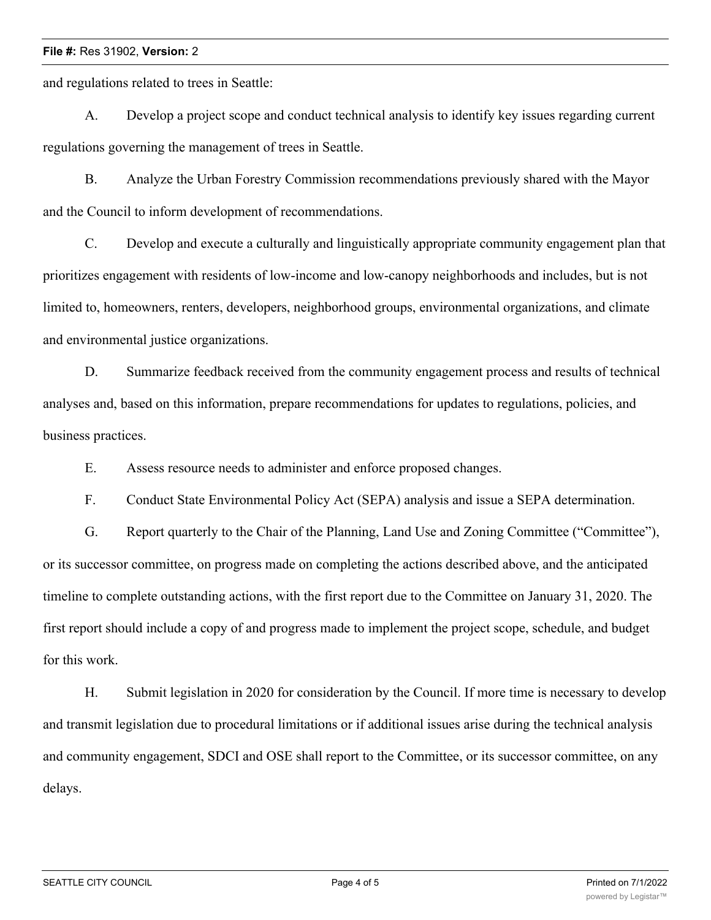and regulations related to trees in Seattle:

A. Develop a project scope and conduct technical analysis to identify key issues regarding current regulations governing the management of trees in Seattle.

B. Analyze the Urban Forestry Commission recommendations previously shared with the Mayor and the Council to inform development of recommendations.

C. Develop and execute a culturally and linguistically appropriate community engagement plan that prioritizes engagement with residents of low-income and low-canopy neighborhoods and includes, but is not limited to, homeowners, renters, developers, neighborhood groups, environmental organizations, and climate and environmental justice organizations.

D. Summarize feedback received from the community engagement process and results of technical analyses and, based on this information, prepare recommendations for updates to regulations, policies, and business practices.

E. Assess resource needs to administer and enforce proposed changes.

F. Conduct State Environmental Policy Act (SEPA) analysis and issue a SEPA determination.

G. Report quarterly to the Chair of the Planning, Land Use and Zoning Committee ("Committee"), or its successor committee, on progress made on completing the actions described above, and the anticipated timeline to complete outstanding actions, with the first report due to the Committee on January 31, 2020. The first report should include a copy of and progress made to implement the project scope, schedule, and budget for this work.

H. Submit legislation in 2020 for consideration by the Council. If more time is necessary to develop and transmit legislation due to procedural limitations or if additional issues arise during the technical analysis and community engagement, SDCI and OSE shall report to the Committee, or its successor committee, on any delays.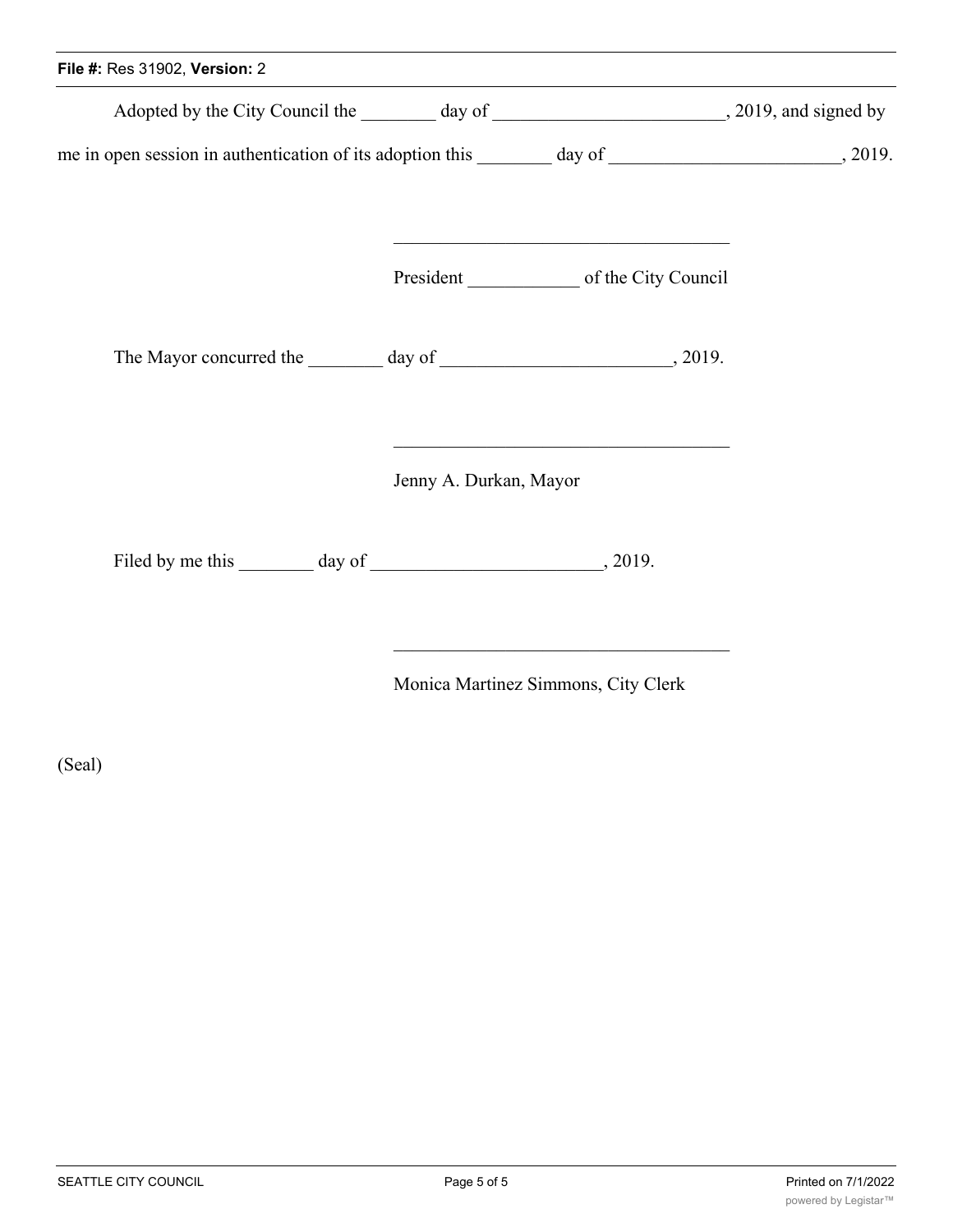Adopted by the City Council the ________ day of _________________________, 2019, and signed by me in open session in authentication of its adoption this ________ day of _________________________, 2019.

____________________________________

President ____________ of the City Council

The Mayor concurred the ________ day of _________________________, 2019.

____________________________________

Jenny A. Durkan, Mayor

Filed by me this ________ day of _________________________, 2019.

____________________________________

Monica Martinez Simmons, City Clerk

(Seal)